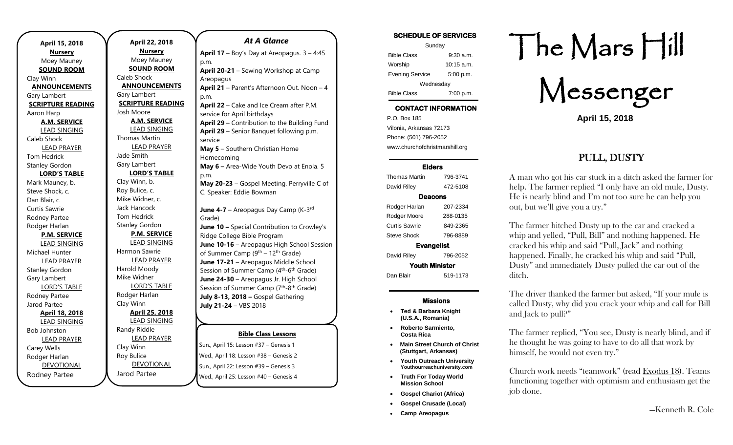**April 15, 2018**

**Nursery**

Moey Mauney

**SOUND ROOM**

Clay Winn

**ANNOUNCEMENTS**

Gary Lambert

**SCRIPTURE READING**

Aaron Harp

**A.M. SERVICE**

LEAD SINGING

Caleb Shock

LEAD PRAYER

Tom Hedrick

Stanley Gordon

**LORD'S TABLE**

Mark Mauney, b.

Steve Shock, c.

Dan Blair, c.

Curtis Sawrie

Rodney Partee

Rodger Harlan

**P.M. SERVICE**

LEAD SINGING

Michael Hunter

LEAD PRAYER

Stanley Gordon

Gary Lambert

LORD'S TABLE

Rodney Partee

Jarod Partee

**April 18, 2018**

LEAD SINGING

Bob Johnston

LEAD PRAYER

Carey Wells

Rodger Harlan

DEVOTIONAL

Rodney Partee

**April 22, 2018**

**Nursery**

Moey Mauney

**SOUND ROOM**

Caleb Shock

**ANNOUNCEMENTS**

Gary Lambert

**SCRIPTURE READING**

Josh Moore

**A.M. SERVICE**

LEAD SINGING

Thomas Martin

LEAD PRAYER

Jade Smith

Gary Lambert

**LORD'S TABLE**

Clay Winn, b.

Roy Bulice, c.

Mike Widner, c.

Jack Hancock

Tom Hedrick

Stanley Gordon

**P.M. SERVICE**

LEAD SINGING

Harmon Sawrie

LEAD PRAYER

Harold Moody

Mike Widner

LORD'S TABLE

Rodger Harlan

Clay Winn

**April 25, 2018**

LEAD SINGING

Randy Riddle

LEAD PRAYER

Clay Winn

Roy Bulice

DEVOTIONAL

Jarod Partee

## *At A Glance*

**April 17** – Boy's Day at Areopagus. 3 – 4:45 p.m.
**April 20-21** – Sewing Workshop at Camp Areopagus
**April 21** – Parent's Afternoon Out. Noon – 4 p.m.
**April 22** – Cake and Ice Cream after P.M. service for April birthdays
**April 29** – Contribution to the Building Fund
**April 29** – Senior Banquet following p.m. service
**May 5** – Southern Christian Home Homecoming
**May 6 –** Area-Wide Youth Devo at Enola. 5 p.m.
**May 20-23** – Gospel Meeting. Perryville C of C. Speaker: Eddie Bowman

**June 4-7** – Areopagus Day Camp (K-3rd Grade)
**June 10 –** Special Contribution to Crowley's Ridge College Bible Program
**June 10-16** – Areopagus High School Session of Summer Camp (9th – 12th Grade)
**June 17-21** – Areopagus Middle School Session of Summer Camp (4th-6th Grade)
**June 24-30** – Areopagus Jr. High School Session of Summer Camp (7th-8th Grade)
**July 8-13, 2018 –** Gospel Gathering
**July 21-24** – VBS 2018

**Bible Class Lessons**

Sun., April 15: Lesson #37 – Genesis 1
Wed., April 18: Lesson #38 – Genesis 2
Sun., April 22: Lesson #39 – Genesis 3
Wed., April 25: Lesson #40 – Genesis 4

**SCHEDULE OF SERVICES**

| | |
|---|---|
| Sunday | |
| Bible Class | 9:30 a.m. |
| Worship | 10:15 a.m. |
| Evening Service | 5:00 p.m. |
| Wednesday | |
| Bible Class | 7:00 p.m. |

**CONTACT INFORMATION**

P.O. Box 185
Vilonia, Arkansas 72173
Phone: (501) 796-2052
www.churchofchristmarshill.org

**Elders**

| | |
|---|---|
| Thomas Martin | 796-3741 |
| David Riley | 472-5108 |
| **Deacons** | |
| Rodger Harlan | 207-2334 |
| Rodger Moore | 288-0135 |
| Curtis Sawrie | 849-2365 |
| Steve Shock | 796-8889 |
| **Evangelist** | |
| David Riley | 796-2052 |
| **Youth Minister** | |
| Dan Blair | 519-1173 |

**Missions**

- **Ted & Barbara Knight (U.S.A., Romania)**
- **Roberto Sarmiento, Costa Rica**
- **Main Street Church of Christ (Stuttgart, Arkansas)**
- **Youth Outreach University Youthourreachuniversity.com**
- **Truth For Today World Mission School**
- **Gospel Chariot (Africa)**
- **Gospel Crusade (Local)**
- **Camp Areopagus**

# The Mars Hill Messenger

**April 15, 2018**

## PULL, DUSTY

A man who got his car stuck in a ditch asked the farmer for help. The farmer replied "I only have an old mule, Dusty. He is nearly blind and I'm not too sure he can help you out, but we'll give you a try."

The farmer hitched Dusty up to the car and cracked a whip and yelled, "Pull, Bill" and nothing happened. He cracked his whip and said "Pull, Jack" and nothing happened. Finally, he cracked his whip and said "Pull, Dusty" and immediately Dusty pulled the car out of the ditch.

The driver thanked the farmer but asked, "If your mule is called Dusty, why did you crack your whip and call for Bill and Jack to pull?"

The farmer replied, "You see, Dusty is nearly blind, and if he thought he was going to have to do all that work by himself, he would not even try."

Church work needs "teamwork" (read Exodus 18). Teams functioning together with optimism and enthusiasm get the job done.

—Kenneth R. Cole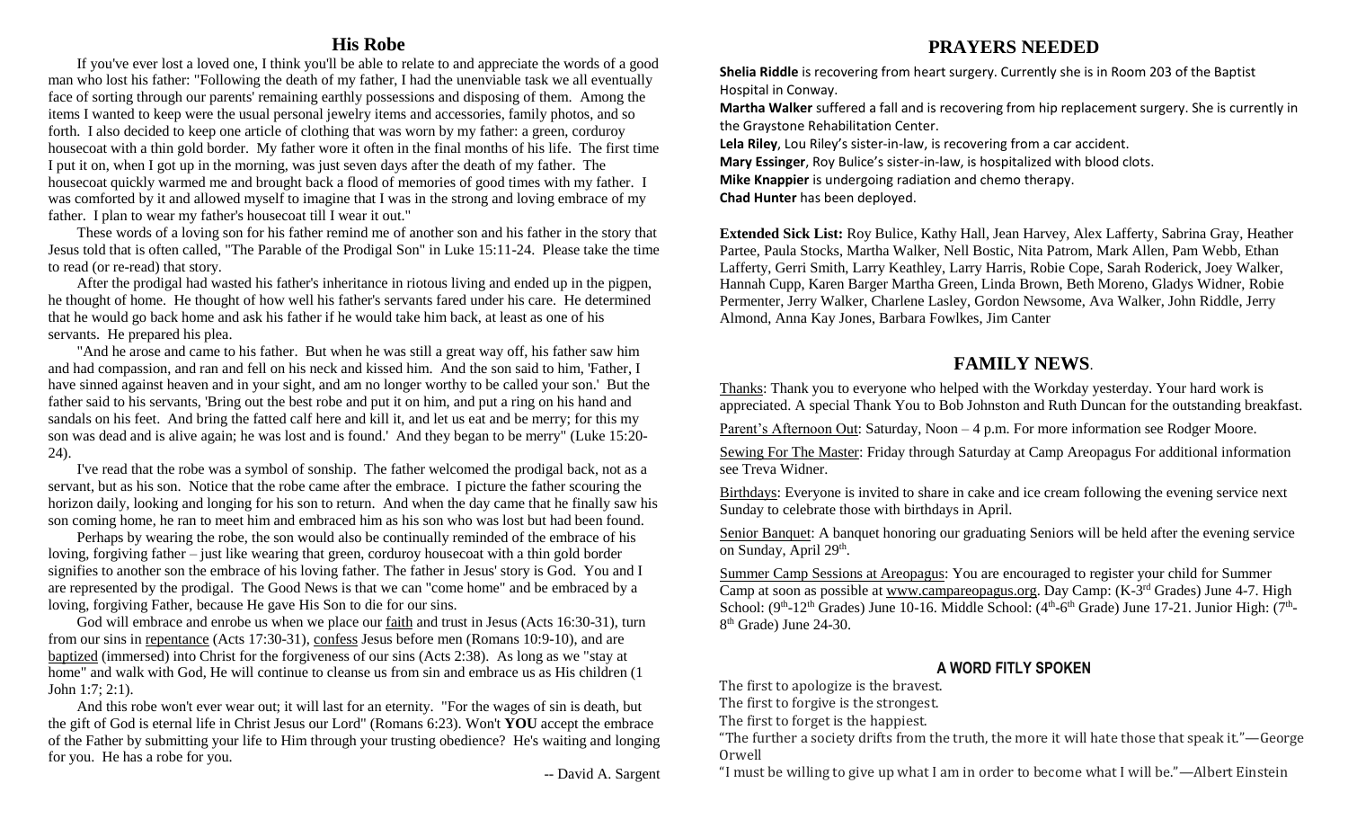## His Robe

If you've ever lost a loved one, I think you'll be able to relate to and appreciate the words of a good man who lost his father: "Following the death of my father, I had the unenviable task we all eventually face of sorting through our parents' remaining earthly possessions and disposing of them. Among the items I wanted to keep were the usual personal jewelry items and accessories, family photos, and so forth. I also decided to keep one article of clothing that was worn by my father: a green, corduroy housecoat with a thin gold border. My father wore it often in the final months of his life. The first time I put it on, when I got up in the morning, was just seven days after the death of my father. The housecoat quickly warmed me and brought back a flood of memories of good times with my father. I was comforted by it and allowed myself to imagine that I was in the strong and loving embrace of my father. I plan to wear my father's housecoat till I wear it out."

These words of a loving son for his father remind me of another son and his father in the story that Jesus told that is often called, "The Parable of the Prodigal Son" in Luke 15:11-24. Please take the time to read (or re-read) that story.

After the prodigal had wasted his father's inheritance in riotous living and ended up in the pigpen, he thought of home. He thought of how well his father's servants fared under his care. He determined that he would go back home and ask his father if he would take him back, at least as one of his servants. He prepared his plea.

"And he arose and came to his father. But when he was still a great way off, his father saw him and had compassion, and ran and fell on his neck and kissed him. And the son said to him, 'Father, I have sinned against heaven and in your sight, and am no longer worthy to be called your son.' But the father said to his servants, 'Bring out the best robe and put it on him, and put a ring on his hand and sandals on his feet. And bring the fatted calf here and kill it, and let us eat and be merry; for this my son was dead and is alive again; he was lost and is found.' And they began to be merry" (Luke 15:20-24).

I've read that the robe was a symbol of sonship. The father welcomed the prodigal back, not as a servant, but as his son. Notice that the robe came after the embrace. I picture the father scouring the horizon daily, looking and longing for his son to return. And when the day came that he finally saw his son coming home, he ran to meet him and embraced him as his son who was lost but had been found.

Perhaps by wearing the robe, the son would also be continually reminded of the embrace of his loving, forgiving father – just like wearing that green, corduroy housecoat with a thin gold border signifies to another son the embrace of his loving father. The father in Jesus' story is God. You and I are represented by the prodigal. The Good News is that we can "come home" and be embraced by a loving, forgiving Father, because He gave His Son to die for our sins.

God will embrace and enrobe us when we place our faith and trust in Jesus (Acts 16:30-31), turn from our sins in repentance (Acts 17:30-31), confess Jesus before men (Romans 10:9-10), and are baptized (immersed) into Christ for the forgiveness of our sins (Acts 2:38). As long as we "stay at home" and walk with God, He will continue to cleanse us from sin and embrace us as His children (1 John 1:7; 2:1).

And this robe won't ever wear out; it will last for an eternity. "For the wages of sin is death, but the gift of God is eternal life in Christ Jesus our Lord" (Romans 6:23). Won't **YOU** accept the embrace of the Father by submitting your life to Him through your trusting obedience? He's waiting and longing for you. He has a robe for you.

-- David A. Sargent

## PRAYERS NEEDED

**Shelia Riddle** is recovering from heart surgery. Currently she is in Room 203 of the Baptist Hospital in Conway.
**Martha Walker** suffered a fall and is recovering from hip replacement surgery. She is currently in the Graystone Rehabilitation Center.
**Lela Riley**, Lou Riley's sister-in-law, is recovering from a car accident.
**Mary Essinger**, Roy Bulice's sister-in-law, is hospitalized with blood clots.
**Mike Knappier** is undergoing radiation and chemo therapy.
**Chad Hunter** has been deployed.

**Extended Sick List:** Roy Bulice, Kathy Hall, Jean Harvey, Alex Lafferty, Sabrina Gray, Heather Partee, Paula Stocks, Martha Walker, Nell Bostic, Nita Patrom, Mark Allen, Pam Webb, Ethan Lafferty, Gerri Smith, Larry Keathley, Larry Harris, Robie Cope, Sarah Roderick, Joey Walker, Hannah Cupp, Karen Barger Martha Green, Linda Brown, Beth Moreno, Gladys Widner, Robie Permenter, Jerry Walker, Charlene Lasley, Gordon Newsome, Ava Walker, John Riddle, Jerry Almond, Anna Kay Jones, Barbara Fowlkes, Jim Canter

## FAMILY NEWS.

Thanks: Thank you to everyone who helped with the Workday yesterday. Your hard work is appreciated. A special Thank You to Bob Johnston and Ruth Duncan for the outstanding breakfast.

Parent's Afternoon Out: Saturday, Noon – 4 p.m. For more information see Rodger Moore.

Sewing For The Master: Friday through Saturday at Camp Areopagus For additional information see Treva Widner.

Birthdays: Everyone is invited to share in cake and ice cream following the evening service next Sunday to celebrate those with birthdays in April.

Senior Banquet: A banquet honoring our graduating Seniors will be held after the evening service on Sunday, April 29th.

Summer Camp Sessions at Areopagus: You are encouraged to register your child for Summer Camp at soon as possible at www.campareopagus.org. Day Camp: (K-3rd Grades) June 4-7. High School: (9th-12th Grades) June 10-16. Middle School: (4th-6th Grade) June 17-21. Junior High: (7th-8th Grade) June 24-30.

### A WORD FITLY SPOKEN

The first to apologize is the bravest.
The first to forgive is the strongest.
The first to forget is the happiest.
"The further a society drifts from the truth, the more it will hate those that speak it."—George Orwell
"I must be willing to give up what I am in order to become what I will be."—Albert Einstein